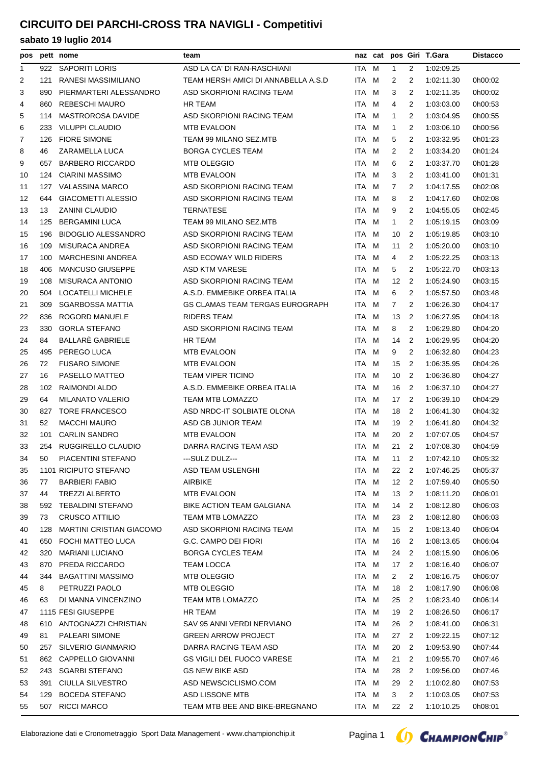# CIRCUITO DEI PARCHI-CROSS TRA NAVIGLI - Competitivi

## sabato 19 luglio 2014

| pos | pett | nome | team | naz | cat | pos | Giri | T.Gara | Distacco |
|---|---|---|---|---|---|---|---|---|---|
| 1 | 922 | SAPORITI LORIS | ASD LA CA' DI RAN-RASCHIANI | ITA | M | 1 | 2 | 1:02:09.25 | |
| 2 | 121 | RANESI MASSIMILIANO | TEAM HERSH AMICI DI ANNABELLA A.S.D | ITA | M | 2 | 2 | 1:02:11.30 | 0h00:02 |
| 3 | 890 | PIERMARTERI ALESSANDRO | ASD SKORPIONI RACING TEAM | ITA | M | 3 | 2 | 1:02:11.35 | 0h00:02 |
| 4 | 860 | REBESCHI MAURO | HR TEAM | ITA | M | 4 | 2 | 1:03:03.00 | 0h00:53 |
| 5 | 114 | MASTROROSA DAVIDE | ASD SKORPIONI RACING TEAM | ITA | M | 1 | 2 | 1:03:04.95 | 0h00:55 |
| 6 | 233 | VILUPPI CLAUDIO | MTB EVALOON | ITA | M | 1 | 2 | 1:03:06.10 | 0h00:56 |
| 7 | 126 | FIORE SIMONE | TEAM 99 MILANO SEZ.MTB | ITA | M | 5 | 2 | 1:03:32.95 | 0h01:23 |
| 8 | 46 | ZARAMELLA LUCA | BORGA CYCLES TEAM | ITA | M | 2 | 2 | 1:03:34.20 | 0h01:24 |
| 9 | 657 | BARBERO RICCARDO | MTB OLEGGIO | ITA | M | 6 | 2 | 1:03:37.70 | 0h01:28 |
| 10 | 124 | CIARINI MASSIMO | MTB EVALOON | ITA | M | 3 | 2 | 1:03:41.00 | 0h01:31 |
| 11 | 127 | VALASSINA MARCO | ASD SKORPIONI RACING TEAM | ITA | M | 7 | 2 | 1:04:17.55 | 0h02:08 |
| 12 | 644 | GIACOMETTI ALESSIO | ASD SKORPIONI RACING TEAM | ITA | M | 8 | 2 | 1:04:17.60 | 0h02:08 |
| 13 | 13 | ZANINI CLAUDIO | TERNATESE | ITA | M | 9 | 2 | 1:04:55.05 | 0h02:45 |
| 14 | 125 | BERGAMINI LUCA | TEAM 99 MILANO SEZ.MTB | ITA | M | 1 | 2 | 1:05:19.15 | 0h03:09 |
| 15 | 196 | BIDOGLIO ALESSANDRO | ASD SKORPIONI RACING TEAM | ITA | M | 10 | 2 | 1:05:19.85 | 0h03:10 |
| 16 | 109 | MISURACA ANDREA | ASD SKORPIONI RACING TEAM | ITA | M | 11 | 2 | 1:05:20.00 | 0h03:10 |
| 17 | 100 | MARCHESINI ANDREA | ASD ECOWAY WILD RIDERS | ITA | M | 4 | 2 | 1:05:22.25 | 0h03:13 |
| 18 | 406 | MANCUSO GIUSEPPE | ASD KTM VARESE | ITA | M | 5 | 2 | 1:05:22.70 | 0h03:13 |
| 19 | 108 | MISURACA ANTONIO | ASD SKORPIONI RACING TEAM | ITA | M | 12 | 2 | 1:05:24.90 | 0h03:15 |
| 20 | 504 | LOCATELLI MICHELE | A.S.D. EMMEBIKE ORBEA ITALIA | ITA | M | 6 | 2 | 1:05:57.50 | 0h03:48 |
| 21 | 309 | SGARBOSSA MATTIA | GS CLAMAS TEAM TERGAS EUROGRAPH | ITA | M | 7 | 2 | 1:06:26.30 | 0h04:17 |
| 22 | 836 | ROGORD MANUELE | RIDERS TEAM | ITA | M | 13 | 2 | 1:06:27.95 | 0h04:18 |
| 23 | 330 | GORLA STEFANO | ASD SKORPIONI RACING TEAM | ITA | M | 8 | 2 | 1:06:29.80 | 0h04:20 |
| 24 | 84 | BALLARÈ GABRIELE | HR TEAM | ITA | M | 14 | 2 | 1:06:29.95 | 0h04:20 |
| 25 | 495 | PEREGO LUCA | MTB EVALOON | ITA | M | 9 | 2 | 1:06:32.80 | 0h04:23 |
| 26 | 72 | FUSARO SIMONE | MTB EVALOON | ITA | M | 15 | 2 | 1:06:35.95 | 0h04:26 |
| 27 | 16 | PASELLO MATTEO | TEAM VIPER TICINO | ITA | M | 10 | 2 | 1:06:36.80 | 0h04:27 |
| 28 | 102 | RAIMONDI ALDO | A.S.D. EMMEBIKE ORBEA ITALIA | ITA | M | 16 | 2 | 1:06:37.10 | 0h04:27 |
| 29 | 64 | MILANATO VALERIO | TEAM MTB LOMAZZO | ITA | M | 17 | 2 | 1:06:39.10 | 0h04:29 |
| 30 | 827 | TORE FRANCESCO | ASD NRDC-IT SOLBIATE OLONA | ITA | M | 18 | 2 | 1:06:41.30 | 0h04:32 |
| 31 | 52 | MACCHI MAURO | ASD GB JUNIOR TEAM | ITA | M | 19 | 2 | 1:06:41.80 | 0h04:32 |
| 32 | 101 | CARLIN SANDRO | MTB EVALOON | ITA | M | 20 | 2 | 1:07:07.05 | 0h04:57 |
| 33 | 254 | RUGGIRELLO CLAUDIO | DARRA RACING TEAM ASD | ITA | M | 21 | 2 | 1:07:08.30 | 0h04:59 |
| 34 | 50 | PIACENTINI STEFANO | ---SULZ DULZ--- | ITA | M | 11 | 2 | 1:07:42.10 | 0h05:32 |
| 35 | 1101 | RICIPUTO STEFANO | ASD TEAM USLENGHI | ITA | M | 22 | 2 | 1:07:46.25 | 0h05:37 |
| 36 | 77 | BARBIERI FABIO | AIRBIKE | ITA | M | 12 | 2 | 1:07:59.40 | 0h05:50 |
| 37 | 44 | TREZZI ALBERTO | MTB EVALOON | ITA | M | 13 | 2 | 1:08:11.20 | 0h06:01 |
| 38 | 592 | TEBALDINI STEFANO | BIKE ACTION TEAM GALGIANA | ITA | M | 14 | 2 | 1:08:12.80 | 0h06:03 |
| 39 | 73 | CRUSCO ATTILIO | TEAM MTB LOMAZZO | ITA | M | 23 | 2 | 1:08:12.80 | 0h06:03 |
| 40 | 128 | MARTINI CRISTIAN GIACOMO | ASD SKORPIONI RACING TEAM | ITA | M | 15 | 2 | 1:08:13.40 | 0h06:04 |
| 41 | 650 | FOCHI MATTEO LUCA | G.C. CAMPO DEI FIORI | ITA | M | 16 | 2 | 1:08:13.65 | 0h06:04 |
| 42 | 320 | MARIANI LUCIANO | BORGA CYCLES TEAM | ITA | M | 24 | 2 | 1:08:15.90 | 0h06:06 |
| 43 | 870 | PREDA RICCARDO | TEAM LOCCA | ITA | M | 17 | 2 | 1:08:16.40 | 0h06:07 |
| 44 | 344 | BAGATTINI MASSIMO | MTB OLEGGIO | ITA | M | 2 | 2 | 1:08:16.75 | 0h06:07 |
| 45 | 8 | PETRUZZI PAOLO | MTB OLEGGIO | ITA | M | 18 | 2 | 1:08:17.90 | 0h06:08 |
| 46 | 63 | DI MANNA VINCENZINO | TEAM MTB LOMAZZO | ITA | M | 25 | 2 | 1:08:23.40 | 0h06:14 |
| 47 | 1115 | FESI GIUSEPPE | HR TEAM | ITA | M | 19 | 2 | 1:08:26.50 | 0h06:17 |
| 48 | 610 | ANTOGNAZZI CHRISTIAN | SAV 95 ANNI VERDI NERVIANO | ITA | M | 26 | 2 | 1:08:41.00 | 0h06:31 |
| 49 | 81 | PALEARI SIMONE | GREEN ARROW PROJECT | ITA | M | 27 | 2 | 1:09:22.15 | 0h07:12 |
| 50 | 257 | SILVERIO GIANMARIO | DARRA RACING TEAM ASD | ITA | M | 20 | 2 | 1:09:53.90 | 0h07:44 |
| 51 | 862 | CAPPELLO GIOVANNI | GS VIGILI DEL FUOCO VARESE | ITA | M | 21 | 2 | 1:09:55.70 | 0h07:46 |
| 52 | 243 | SGARBI STEFANO | GS NEW BIKE ASD | ITA | M | 28 | 2 | 1:09:56.00 | 0h07:46 |
| 53 | 391 | CIULLA SILVESTRO | ASD NEWSCICLISMO.COM | ITA | M | 29 | 2 | 1:10:02.80 | 0h07:53 |
| 54 | 129 | BOCEDA STEFANO | ASD LISSONE MTB | ITA | M | 3 | 2 | 1:10:03.05 | 0h07:53 |
| 55 | 507 | RICCI MARCO | TEAM MTB BEE AND BIKE-BREGNANO | ITA | M | 22 | 2 | 1:10:10.25 | 0h08:01 |

Elaborazione dati e Cronometraggio Sport Data Management - www.championchip.it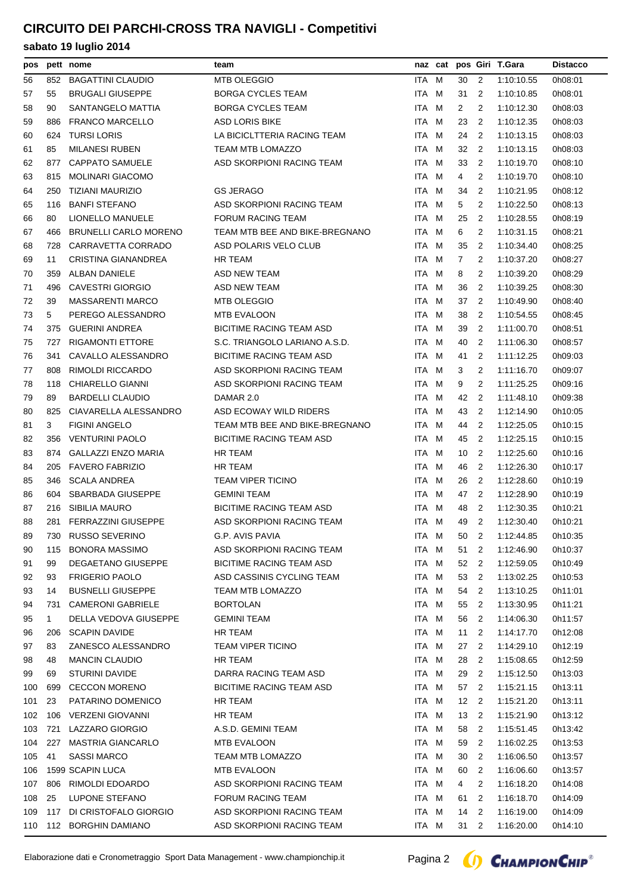# CIRCUITO DEI PARCHI-CROSS TRA NAVIGLI - Competitivi

## sabato 19 luglio 2014

| pos | pett | nome | team | naz | cat | pos | Giri | T.Gara | Distacco |
|---|---|---|---|---|---|---|---|---|---|
| 56 | 852 | BAGATTINI CLAUDIO | MTB OLEGGIO | ITA | M | 30 | 2 | 1:10:10.55 | 0h08:01 |
| 57 | 55 | BRUGALI GIUSEPPE | BORGA CYCLES TEAM | ITA | M | 31 | 2 | 1:10:10.85 | 0h08:01 |
| 58 | 90 | SANTANGELO MATTIA | BORGA CYCLES TEAM | ITA | M | 2 | 2 | 1:10:12.30 | 0h08:03 |
| 59 | 886 | FRANCO MARCELLO | ASD LORIS BIKE | ITA | M | 23 | 2 | 1:10:12.35 | 0h08:03 |
| 60 | 624 | TURSI LORIS | LA BICICLTTERIA RACING TEAM | ITA | M | 24 | 2 | 1:10:13.15 | 0h08:03 |
| 61 | 85 | MILANESI RUBEN | TEAM MTB LOMAZZO | ITA | M | 32 | 2 | 1:10:13.15 | 0h08:03 |
| 62 | 877 | CAPPATO SAMUELE | ASD SKORPIONI RACING TEAM | ITA | M | 33 | 2 | 1:10:19.70 | 0h08:10 |
| 63 | 815 | MOLINARI GIACOMO | | ITA | M | 4 | 2 | 1:10:19.70 | 0h08:10 |
| 64 | 250 | TIZIANI MAURIZIO | GS JERAGO | ITA | M | 34 | 2 | 1:10:21.95 | 0h08:12 |
| 65 | 116 | BANFI STEFANO | ASD SKORPIONI RACING TEAM | ITA | M | 5 | 2 | 1:10:22.50 | 0h08:13 |
| 66 | 80 | LIONELLO MANUELE | FORUM RACING TEAM | ITA | M | 25 | 2 | 1:10:28.55 | 0h08:19 |
| 67 | 466 | BRUNELLI CARLO MORENO | TEAM MTB BEE AND BIKE-BREGNANO | ITA | M | 6 | 2 | 1:10:31.15 | 0h08:21 |
| 68 | 728 | CARRAVETTA CORRADO | ASD POLARIS VELO CLUB | ITA | M | 35 | 2 | 1:10:34.40 | 0h08:25 |
| 69 | 11 | CRISTINA GIANANDREA | HR TEAM | ITA | M | 7 | 2 | 1:10:37.20 | 0h08:27 |
| 70 | 359 | ALBAN DANIELE | ASD NEW TEAM | ITA | M | 8 | 2 | 1:10:39.20 | 0h08:29 |
| 71 | 496 | CAVESTRI GIORGIO | ASD NEW TEAM | ITA | M | 36 | 2 | 1:10:39.25 | 0h08:30 |
| 72 | 39 | MASSARENTI MARCO | MTB OLEGGIO | ITA | M | 37 | 2 | 1:10:49.90 | 0h08:40 |
| 73 | 5 | PEREGO ALESSANDRO | MTB EVALOON | ITA | M | 38 | 2 | 1:10:54.55 | 0h08:45 |
| 74 | 375 | GUERINI ANDREA | BICITIME RACING TEAM ASD | ITA | M | 39 | 2 | 1:11:00.70 | 0h08:51 |
| 75 | 727 | RIGAMONTI ETTORE | S.C. TRIANGOLO LARIANO A.S.D. | ITA | M | 40 | 2 | 1:11:06.30 | 0h08:57 |
| 76 | 341 | CAVALLO ALESSANDRO | BICITIME RACING TEAM ASD | ITA | M | 41 | 2 | 1:11:12.25 | 0h09:03 |
| 77 | 808 | RIMOLDI RICCARDO | ASD SKORPIONI RACING TEAM | ITA | M | 3 | 2 | 1:11:16.70 | 0h09:07 |
| 78 | 118 | CHIARELLO GIANNI | ASD SKORPIONI RACING TEAM | ITA | M | 9 | 2 | 1:11:25.25 | 0h09:16 |
| 79 | 89 | BARDELLI CLAUDIO | DAMAR 2.0 | ITA | M | 42 | 2 | 1:11:48.10 | 0h09:38 |
| 80 | 825 | CIAVARELLA ALESSANDRO | ASD ECOWAY WILD RIDERS | ITA | M | 43 | 2 | 1:12:14.90 | 0h10:05 |
| 81 | 3 | FIGINI ANGELO | TEAM MTB BEE AND BIKE-BREGNANO | ITA | M | 44 | 2 | 1:12:25.05 | 0h10:15 |
| 82 | 356 | VENTURINI PAOLO | BICITIME RACING TEAM ASD | ITA | M | 45 | 2 | 1:12:25.15 | 0h10:15 |
| 83 | 874 | GALLAZZI ENZO MARIA | HR TEAM | ITA | M | 10 | 2 | 1:12:25.60 | 0h10:16 |
| 84 | 205 | FAVERO FABRIZIO | HR TEAM | ITA | M | 46 | 2 | 1:12:26.30 | 0h10:17 |
| 85 | 346 | SCALA ANDREA | TEAM VIPER TICINO | ITA | M | 26 | 2 | 1:12:28.60 | 0h10:19 |
| 86 | 604 | SBARBADA GIUSEPPE | GEMINI TEAM | ITA | M | 47 | 2 | 1:12:28.90 | 0h10:19 |
| 87 | 216 | SIBILIA MAURO | BICITIME RACING TEAM ASD | ITA | M | 48 | 2 | 1:12:30.35 | 0h10:21 |
| 88 | 281 | FERRAZZINI GIUSEPPE | ASD SKORPIONI RACING TEAM | ITA | M | 49 | 2 | 1:12:30.40 | 0h10:21 |
| 89 | 730 | RUSSO SEVERINO | G.P. AVIS PAVIA | ITA | M | 50 | 2 | 1:12:44.85 | 0h10:35 |
| 90 | 115 | BONORA MASSIMO | ASD SKORPIONI RACING TEAM | ITA | M | 51 | 2 | 1:12:46.90 | 0h10:37 |
| 91 | 99 | DEGAETANO GIUSEPPE | BICITIME RACING TEAM ASD | ITA | M | 52 | 2 | 1:12:59.05 | 0h10:49 |
| 92 | 93 | FRIGERIO PAOLO | ASD CASSINIS CYCLING TEAM | ITA | M | 53 | 2 | 1:13:02.25 | 0h10:53 |
| 93 | 14 | BUSNELLI GIUSEPPE | TEAM MTB LOMAZZO | ITA | M | 54 | 2 | 1:13:10.25 | 0h11:01 |
| 94 | 731 | CAMERONI GABRIELE | BORTOLAN | ITA | M | 55 | 2 | 1:13:30.95 | 0h11:21 |
| 95 | 1 | DELLA VEDOVA GIUSEPPE | GEMINI TEAM | ITA | M | 56 | 2 | 1:14:06.30 | 0h11:57 |
| 96 | 206 | SCAPIN DAVIDE | HR TEAM | ITA | M | 11 | 2 | 1:14:17.70 | 0h12:08 |
| 97 | 83 | ZANESCO ALESSANDRO | TEAM VIPER TICINO | ITA | M | 27 | 2 | 1:14:29.10 | 0h12:19 |
| 98 | 48 | MANCIN CLAUDIO | HR TEAM | ITA | M | 28 | 2 | 1:15:08.65 | 0h12:59 |
| 99 | 69 | STURINI DAVIDE | DARRA RACING TEAM ASD | ITA | M | 29 | 2 | 1:15:12.50 | 0h13:03 |
| 100 | 699 | CECCON MORENO | BICITIME RACING TEAM ASD | ITA | M | 57 | 2 | 1:15:21.15 | 0h13:11 |
| 101 | 23 | PATARINO DOMENICO | HR TEAM | ITA | M | 12 | 2 | 1:15:21.20 | 0h13:11 |
| 102 | 106 | VERZENI GIOVANNI | HR TEAM | ITA | M | 13 | 2 | 1:15:21.90 | 0h13:12 |
| 103 | 721 | LAZZARO GIORGIO | A.S.D. GEMINI TEAM | ITA | M | 58 | 2 | 1:15:51.45 | 0h13:42 |
| 104 | 227 | MASTRIA GIANCARLO | MTB EVALOON | ITA | M | 59 | 2 | 1:16:02.25 | 0h13:53 |
| 105 | 41 | SASSI MARCO | TEAM MTB LOMAZZO | ITA | M | 30 | 2 | 1:16:06.50 | 0h13:57 |
| 106 | 1599 | SCAPIN LUCA | MTB EVALOON | ITA | M | 60 | 2 | 1:16:06.60 | 0h13:57 |
| 107 | 806 | RIMOLDI EDOARDO | ASD SKORPIONI RACING TEAM | ITA | M | 4 | 2 | 1:16:18.20 | 0h14:08 |
| 108 | 25 | LUPONE STEFANO | FORUM RACING TEAM | ITA | M | 61 | 2 | 1:16:18.70 | 0h14:09 |
| 109 | 117 | DI CRISTOFALO GIORGIO | ASD SKORPIONI RACING TEAM | ITA | M | 14 | 2 | 1:16:19.00 | 0h14:09 |
| 110 | 112 | BORGHIN DAMIANO | ASD SKORPIONI RACING TEAM | ITA | M | 31 | 2 | 1:16:20.00 | 0h14:10 |

Elaborazione dati e Cronometraggio Sport Data Management - www.championchip.it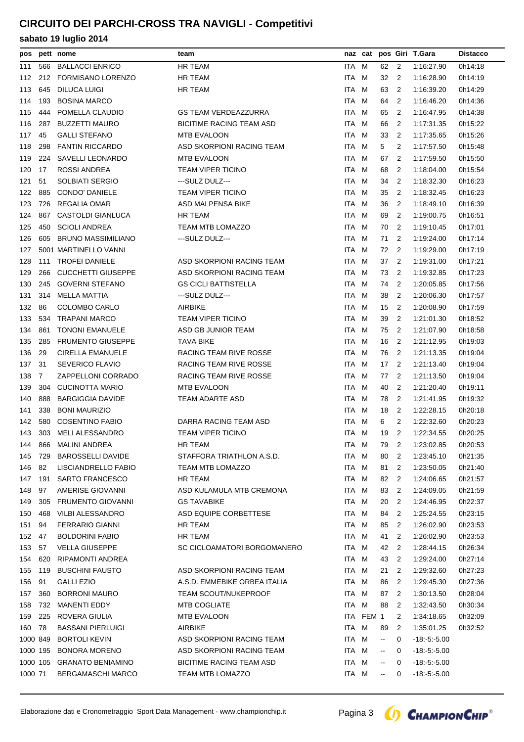# CIRCUITO DEI PARCHI-CROSS TRA NAVIGLI - Competitivi

## sabato 19 luglio 2014

| pos | pett | nome | team | naz | cat | pos | Giri | T.Gara | Distacco |
|---|---|---|---|---|---|---|---|---|---|
| 111 | 566 | BALLACCI ENRICO | HR TEAM | ITA | M | 62 | 2 | 1:16:27.90 | 0h14:18 |
| 112 | 212 | FORMISANO LORENZO | HR TEAM | ITA | M | 32 | 2 | 1:16:28.90 | 0h14:19 |
| 113 | 645 | DILUCA LUIGI | HR TEAM | ITA | M | 63 | 2 | 1:16:39.20 | 0h14:29 |
| 114 | 193 | BOSINA MARCO | | ITA | M | 64 | 2 | 1:16:46.20 | 0h14:36 |
| 115 | 444 | POMELLA CLAUDIO | GS TEAM VERDEAZZURRA | ITA | M | 65 | 2 | 1:16:47.95 | 0h14:38 |
| 116 | 287 | BUZZETTI MAURO | BICITIME RACING TEAM ASD | ITA | M | 66 | 2 | 1:17:31.35 | 0h15:22 |
| 117 | 45 | GALLI STEFANO | MTB EVALOON | ITA | M | 33 | 2 | 1:17:35.65 | 0h15:26 |
| 118 | 298 | FANTIN RICCARDO | ASD SKORPIONI RACING TEAM | ITA | M | 5 | 2 | 1:17:57.50 | 0h15:48 |
| 119 | 224 | SAVELLI LEONARDO | MTB EVALOON | ITA | M | 67 | 2 | 1:17:59.50 | 0h15:50 |
| 120 | 17 | ROSSI ANDREA | TEAM VIPER TICINO | ITA | M | 68 | 2 | 1:18:04.00 | 0h15:54 |
| 121 | 51 | SOLBIATI SERGIO | ---SULZ DULZ--- | ITA | M | 34 | 2 | 1:18:32.30 | 0h16:23 |
| 122 | 885 | CONDO' DANIELE | TEAM VIPER TICINO | ITA | M | 35 | 2 | 1:18:32.45 | 0h16:23 |
| 123 | 726 | REGALIA OMAR | ASD MALPENSA BIKE | ITA | M | 36 | 2 | 1:18:49.10 | 0h16:39 |
| 124 | 867 | CASTOLDI GIANLUCA | HR TEAM | ITA | M | 69 | 2 | 1:19:00.75 | 0h16:51 |
| 125 | 450 | SCIOLI ANDREA | TEAM MTB LOMAZZO | ITA | M | 70 | 2 | 1:19:10.45 | 0h17:01 |
| 126 | 605 | BRUNO MASSIMILIANO | ---SULZ DULZ--- | ITA | M | 71 | 2 | 1:19:24.00 | 0h17:14 |
| 127 | 5001 | MARTINELLO VANNI | | ITA | M | 72 | 2 | 1:19:29.00 | 0h17:19 |
| 128 | 111 | TROFEI DANIELE | ASD SKORPIONI RACING TEAM | ITA | M | 37 | 2 | 1:19:31.00 | 0h17:21 |
| 129 | 266 | CUCCHETTI GIUSEPPE | ASD SKORPIONI RACING TEAM | ITA | M | 73 | 2 | 1:19:32.85 | 0h17:23 |
| 130 | 245 | GOVERNI STEFANO | GS CICLI BATTISTELLA | ITA | M | 74 | 2 | 1:20:05.85 | 0h17:56 |
| 131 | 314 | MELLA MATTIA | ---SULZ DULZ--- | ITA | M | 38 | 2 | 1:20:06.30 | 0h17:57 |
| 132 | 86 | COLOMBO CARLO | AIRBIKE | ITA | M | 15 | 2 | 1:20:08.90 | 0h17:59 |
| 133 | 534 | TRAPANI MARCO | TEAM VIPER TICINO | ITA | M | 39 | 2 | 1:21:01.30 | 0h18:52 |
| 134 | 861 | TONONI EMANUELE | ASD GB JUNIOR TEAM | ITA | M | 75 | 2 | 1:21:07.90 | 0h18:58 |
| 135 | 285 | FRUMENTO GIUSEPPE | TAVA BIKE | ITA | M | 16 | 2 | 1:21:12.95 | 0h19:03 |
| 136 | 29 | CIRELLA EMANUELE | RACING TEAM RIVE ROSSE | ITA | M | 76 | 2 | 1:21:13.35 | 0h19:04 |
| 137 | 31 | SEVERICO FLAVIO | RACING TEAM RIVE ROSSE | ITA | M | 17 | 2 | 1:21:13.40 | 0h19:04 |
| 138 | 7 | ZAPPELLONI CORRADO | RACING TEAM RIVE ROSSE | ITA | M | 77 | 2 | 1:21:13.50 | 0h19:04 |
| 139 | 304 | CUCINOTTA MARIO | MTB EVALOON | ITA | M | 40 | 2 | 1:21:20.40 | 0h19:11 |
| 140 | 888 | BARGIGGIA DAVIDE | TEAM ADARTE ASD | ITA | M | 78 | 2 | 1:21:41.95 | 0h19:32 |
| 141 | 338 | BONI MAURIZIO | | ITA | M | 18 | 2 | 1:22:28.15 | 0h20:18 |
| 142 | 580 | COSENTINO FABIO | DARRA RACING TEAM ASD | ITA | M | 6 | 2 | 1:22:32.60 | 0h20:23 |
| 143 | 303 | MELI ALESSANDRO | TEAM VIPER TICINO | ITA | M | 19 | 2 | 1:22:34.55 | 0h20:25 |
| 144 | 866 | MALINI ANDREA | HR TEAM | ITA | M | 79 | 2 | 1:23:02.85 | 0h20:53 |
| 145 | 729 | BAROSSELLI DAVIDE | STAFFORA TRIATHLON A.S.D. | ITA | M | 80 | 2 | 1:23:45.10 | 0h21:35 |
| 146 | 82 | LISCIANDRELLO FABIO | TEAM MTB LOMAZZO | ITA | M | 81 | 2 | 1:23:50.05 | 0h21:40 |
| 147 | 191 | SARTO FRANCESCO | HR TEAM | ITA | M | 82 | 2 | 1:24:06.65 | 0h21:57 |
| 148 | 97 | AMERISE GIOVANNI | ASD KULAMULA MTB CREMONA | ITA | M | 83 | 2 | 1:24:09.05 | 0h21:59 |
| 149 | 305 | FRUMENTO GIOVANNI | GS TAVABIKE | ITA | M | 20 | 2 | 1:24:46.95 | 0h22:37 |
| 150 | 468 | VILBI ALESSANDRO | ASD EQUIPE CORBETTESE | ITA | M | 84 | 2 | 1:25:24.55 | 0h23:15 |
| 151 | 94 | FERRARIO GIANNI | HR TEAM | ITA | M | 85 | 2 | 1:26:02.90 | 0h23:53 |
| 152 | 47 | BOLDORINI FABIO | HR TEAM | ITA | M | 41 | 2 | 1:26:02.90 | 0h23:53 |
| 153 | 57 | VELLA GIUSEPPE | SC CICLOAMATORI BORGOMANERO | ITA | M | 42 | 2 | 1:28:44.15 | 0h26:34 |
| 154 | 620 | RIPAMONTI ANDREA | | ITA | M | 43 | 2 | 1:29:24.00 | 0h27:14 |
| 155 | 119 | BUSCHINI FAUSTO | ASD SKORPIONI RACING TEAM | ITA | M | 21 | 2 | 1:29:32.60 | 0h27:23 |
| 156 | 91 | GALLI EZIO | A.S.D. EMMEBIKE ORBEA ITALIA | ITA | M | 86 | 2 | 1:29:45.30 | 0h27:36 |
| 157 | 360 | BORRONI MAURO | TEAM SCOUT/NUKEPROOF | ITA | M | 87 | 2 | 1:30:13.50 | 0h28:04 |
| 158 | 732 | MANENTI EDDY | MTB COGLIATE | ITA | M | 88 | 2 | 1:32:43.50 | 0h30:34 |
| 159 | 225 | ROVERA GIULIA | MTB EVALOON | ITA | FEM | 1 | 2 | 1:34:18.65 | 0h32:09 |
| 160 | 78 | BASSANI PIERLUIGI | AIRBIKE | ITA | M | 89 | 2 | 1:35:01.25 | 0h32:52 |
| 1000 | 849 | BORTOLI KEVIN | ASD SKORPIONI RACING TEAM | ITA | M | -- | 0 | -18:-5:-5.00 | |
| 1000 | 195 | BONORA MORENO | ASD SKORPIONI RACING TEAM | ITA | M | -- | 0 | -18:-5:-5.00 | |
| 1000 | 105 | GRANATO BENIAMINO | BICITIME RACING TEAM ASD | ITA | M | -- | 0 | -18:-5:-5.00 | |
| 1000 | 71 | BERGAMASCHI MARCO | TEAM MTB LOMAZZO | ITA | M | -- | 0 | -18:-5:-5.00 | |

Elaborazione dati e Cronometraggio Sport Data Management - www.championchip.it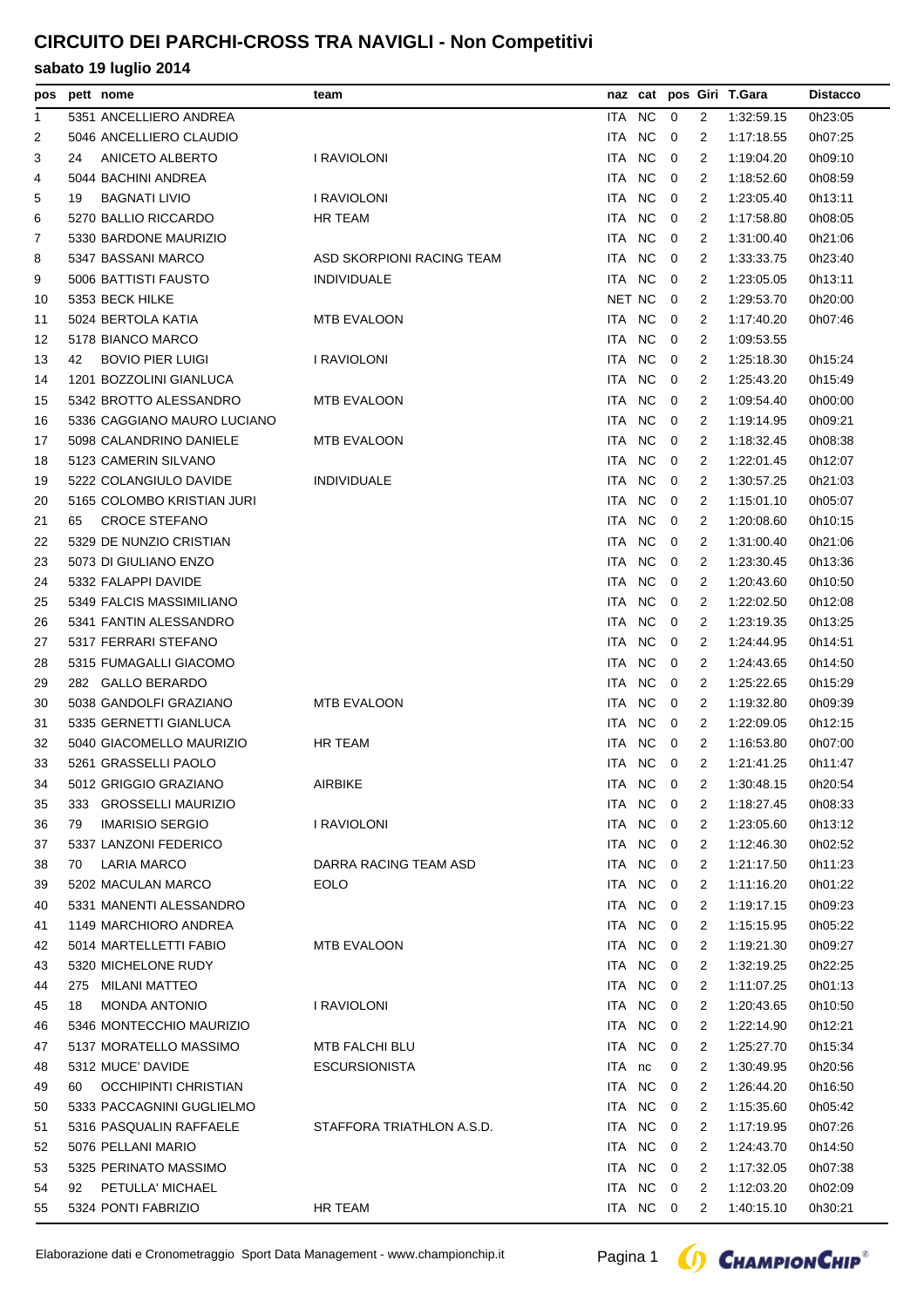# CIRCUITO DEI PARCHI-CROSS TRA NAVIGLI - Non Competitivi

## sabato 19 luglio 2014

| pos | pett | nome | team | naz | cat | pos | Giri | T.Gara | Distacco |
|---|---|---|---|---|---|---|---|---|---|
| 1 | 5351 | ANCELLIERO ANDREA | | ITA | NC | 0 | 2 | 1:32:59.15 | 0h23:05 |
| 2 | 5046 | ANCELLIERO CLAUDIO | | ITA | NC | 0 | 2 | 1:17:18.55 | 0h07:25 |
| 3 | 24 | ANICETO ALBERTO | I RAVIOLONI | ITA | NC | 0 | 2 | 1:19:04.20 | 0h09:10 |
| 4 | 5044 | BACHINI ANDREA | | ITA | NC | 0 | 2 | 1:18:52.60 | 0h08:59 |
| 5 | 19 | BAGNATI LIVIO | I RAVIOLONI | ITA | NC | 0 | 2 | 1:23:05.40 | 0h13:11 |
| 6 | 5270 | BALLIO RICCARDO | HR TEAM | ITA | NC | 0 | 2 | 1:17:58.80 | 0h08:05 |
| 7 | 5330 | BARDONE MAURIZIO | | ITA | NC | 0 | 2 | 1:31:00.40 | 0h21:06 |
| 8 | 5347 | BASSANI MARCO | ASD SKORPIONI RACING TEAM | ITA | NC | 0 | 2 | 1:33:33.75 | 0h23:40 |
| 9 | 5006 | BATTISTI FAUSTO | INDIVIDUALE | ITA | NC | 0 | 2 | 1:23:05.05 | 0h13:11 |
| 10 | 5353 | BECK HILKE | | NET | NC | 0 | 2 | 1:29:53.70 | 0h20:00 |
| 11 | 5024 | BERTOLA KATIA | MTB EVALOON | ITA | NC | 0 | 2 | 1:17:40.20 | 0h07:46 |
| 12 | 5178 | BIANCO MARCO | | ITA | NC | 0 | 2 | 1:09:53.55 | |
| 13 | 42 | BOVIO PIER LUIGI | I RAVIOLONI | ITA | NC | 0 | 2 | 1:25:18.30 | 0h15:24 |
| 14 | 1201 | BOZZOLINI GIANLUCA | | ITA | NC | 0 | 2 | 1:25:43.20 | 0h15:49 |
| 15 | 5342 | BROTTO ALESSANDRO | MTB EVALOON | ITA | NC | 0 | 2 | 1:09:54.40 | 0h00:00 |
| 16 | 5336 | CAGGIANO MAURO LUCIANO | | ITA | NC | 0 | 2 | 1:19:14.95 | 0h09:21 |
| 17 | 5098 | CALANDRINO DANIELE | MTB EVALOON | ITA | NC | 0 | 2 | 1:18:32.45 | 0h08:38 |
| 18 | 5123 | CAMERIN SILVANO | | ITA | NC | 0 | 2 | 1:22:01.45 | 0h12:07 |
| 19 | 5222 | COLANGIULO DAVIDE | INDIVIDUALE | ITA | NC | 0 | 2 | 1:30:57.25 | 0h21:03 |
| 20 | 5165 | COLOMBO KRISTIAN JURI | | ITA | NC | 0 | 2 | 1:15:01.10 | 0h05:07 |
| 21 | 65 | CROCE STEFANO | | ITA | NC | 0 | 2 | 1:20:08.60 | 0h10:15 |
| 22 | 5329 | DE NUNZIO CRISTIAN | | ITA | NC | 0 | 2 | 1:31:00.40 | 0h21:06 |
| 23 | 5073 | DI GIULIANO ENZO | | ITA | NC | 0 | 2 | 1:23:30.45 | 0h13:36 |
| 24 | 5332 | FALAPPI DAVIDE | | ITA | NC | 0 | 2 | 1:20:43.60 | 0h10:50 |
| 25 | 5349 | FALCIS MASSIMILIANO | | ITA | NC | 0 | 2 | 1:22:02.50 | 0h12:08 |
| 26 | 5341 | FANTIN ALESSANDRO | | ITA | NC | 0 | 2 | 1:23:19.35 | 0h13:25 |
| 27 | 5317 | FERRARI STEFANO | | ITA | NC | 0 | 2 | 1:24:44.95 | 0h14:51 |
| 28 | 5315 | FUMAGALLI GIACOMO | | ITA | NC | 0 | 2 | 1:24:43.65 | 0h14:50 |
| 29 | 282 | GALLO BERARDO | | ITA | NC | 0 | 2 | 1:25:22.65 | 0h15:29 |
| 30 | 5038 | GANDOLFI GRAZIANO | MTB EVALOON | ITA | NC | 0 | 2 | 1:19:32.80 | 0h09:39 |
| 31 | 5335 | GERNETTI GIANLUCA | | ITA | NC | 0 | 2 | 1:22:09.05 | 0h12:15 |
| 32 | 5040 | GIACOMELLO MAURIZIO | HR TEAM | ITA | NC | 0 | 2 | 1:16:53.80 | 0h07:00 |
| 33 | 5261 | GRASSELLI PAOLO | | ITA | NC | 0 | 2 | 1:21:41.25 | 0h11:47 |
| 34 | 5012 | GRIGGIO GRAZIANO | AIRBIKE | ITA | NC | 0 | 2 | 1:30:48.15 | 0h20:54 |
| 35 | 333 | GROSSELLI MAURIZIO | | ITA | NC | 0 | 2 | 1:18:27.45 | 0h08:33 |
| 36 | 79 | IMARISIO SERGIO | I RAVIOLONI | ITA | NC | 0 | 2 | 1:23:05.60 | 0h13:12 |
| 37 | 5337 | LANZONI FEDERICO | | ITA | NC | 0 | 2 | 1:12:46.30 | 0h02:52 |
| 38 | 70 | LARIA MARCO | DARRA RACING TEAM ASD | ITA | NC | 0 | 2 | 1:21:17.50 | 0h11:23 |
| 39 | 5202 | MACULAN MARCO | EOLO | ITA | NC | 0 | 2 | 1:11:16.20 | 0h01:22 |
| 40 | 5331 | MANENTI ALESSANDRO | | ITA | NC | 0 | 2 | 1:19:17.15 | 0h09:23 |
| 41 | 1149 | MARCHIORO ANDREA | | ITA | NC | 0 | 2 | 1:15:15.95 | 0h05:22 |
| 42 | 5014 | MARTELLETTI FABIO | MTB EVALOON | ITA | NC | 0 | 2 | 1:19:21.30 | 0h09:27 |
| 43 | 5320 | MICHELONE RUDY | | ITA | NC | 0 | 2 | 1:32:19.25 | 0h22:25 |
| 44 | 275 | MILANI MATTEO | | ITA | NC | 0 | 2 | 1:11:07.25 | 0h01:13 |
| 45 | 18 | MONDA ANTONIO | I RAVIOLONI | ITA | NC | 0 | 2 | 1:20:43.65 | 0h10:50 |
| 46 | 5346 | MONTECCHIO MAURIZIO | | ITA | NC | 0 | 2 | 1:22:14.90 | 0h12:21 |
| 47 | 5137 | MORATELLO MASSIMO | MTB FALCHI BLU | ITA | NC | 0 | 2 | 1:25:27.70 | 0h15:34 |
| 48 | 5312 | MUCE' DAVIDE | ESCURSIONISTA | ITA | nc | 0 | 2 | 1:30:49.95 | 0h20:56 |
| 49 | 60 | OCCHIPINTI CHRISTIAN | | ITA | NC | 0 | 2 | 1:26:44.20 | 0h16:50 |
| 50 | 5333 | PACCAGNINI GUGLIELMO | | ITA | NC | 0 | 2 | 1:15:35.60 | 0h05:42 |
| 51 | 5316 | PASQUALIN RAFFAELE | STAFFORA TRIATHLON A.S.D. | ITA | NC | 0 | 2 | 1:17:19.95 | 0h07:26 |
| 52 | 5076 | PELLANI MARIO | | ITA | NC | 0 | 2 | 1:24:43.70 | 0h14:50 |
| 53 | 5325 | PERINATO MASSIMO | | ITA | NC | 0 | 2 | 1:17:32.05 | 0h07:38 |
| 54 | 92 | PETULLA' MICHAEL | | ITA | NC | 0 | 2 | 1:12:03.20 | 0h02:09 |
| 55 | 5324 | PONTI FABRIZIO | HR TEAM | ITA | NC | 0 | 2 | 1:40:15.10 | 0h30:21 |

Elaborazione dati e Cronometraggio Sport Data Management - www.championchip.it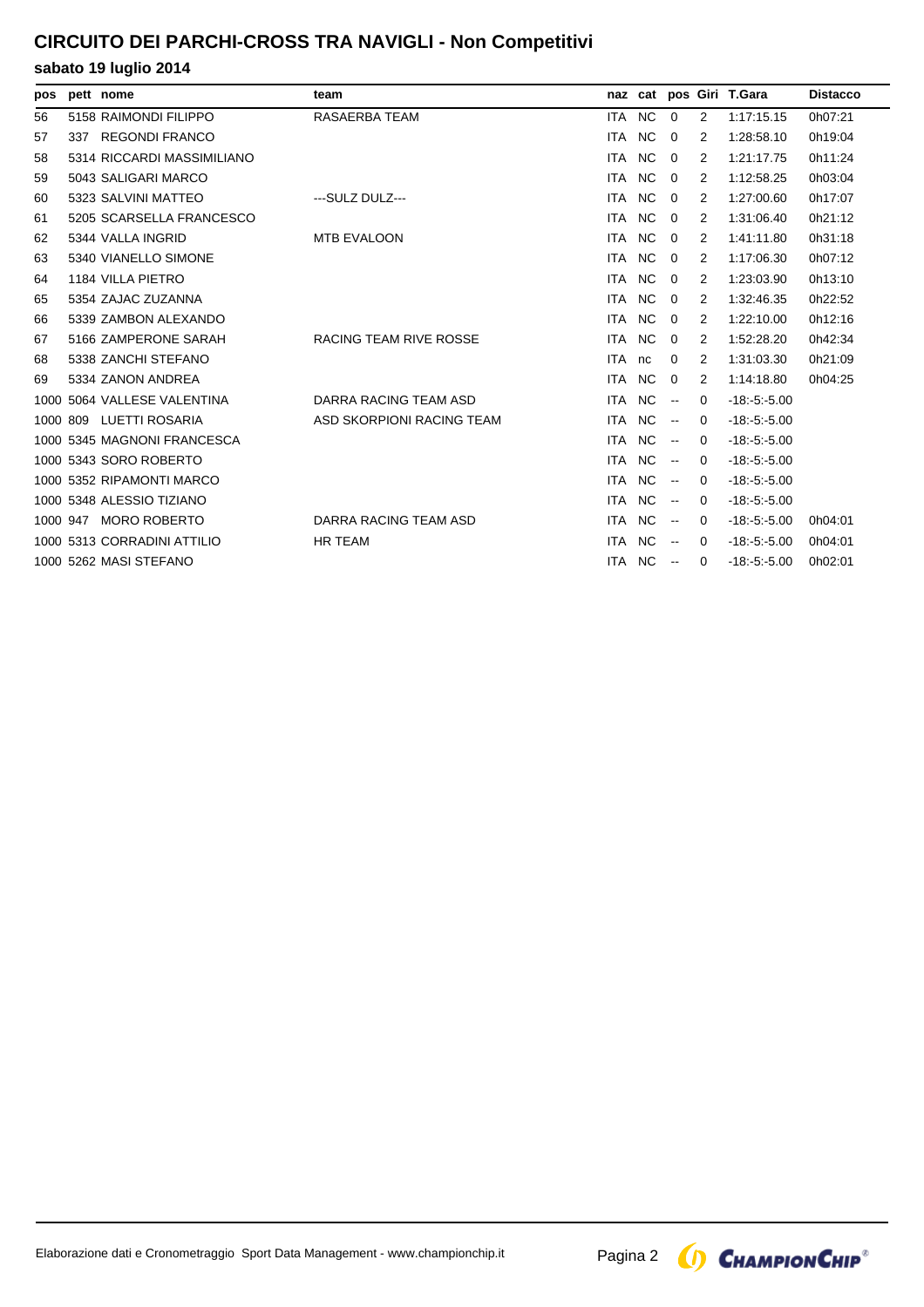# CIRCUITO DEI PARCHI-CROSS TRA NAVIGLI - Non Competitivi

## sabato 19 luglio 2014

| pos | pett | nome | team | naz | cat | pos | Giri | T.Gara | Distacco |
|---|---|---|---|---|---|---|---|---|---|
| 56 | 5158 | RAIMONDI FILIPPO | RASAERBA TEAM | ITA | NC | 0 | 2 | 1:17:15.15 | 0h07:21 |
| 57 | 337 | REGONDI FRANCO | | ITA | NC | 0 | 2 | 1:28:58.10 | 0h19:04 |
| 58 | 5314 | RICCARDI MASSIMILIANO | | ITA | NC | 0 | 2 | 1:21:17.75 | 0h11:24 |
| 59 | 5043 | SALIGARI MARCO | | ITA | NC | 0 | 2 | 1:12:58.25 | 0h03:04 |
| 60 | 5323 | SALVINI MATTEO | ---SULZ DULZ--- | ITA | NC | 0 | 2 | 1:27:00.60 | 0h17:07 |
| 61 | 5205 | SCARSELLA FRANCESCO | | ITA | NC | 0 | 2 | 1:31:06.40 | 0h21:12 |
| 62 | 5344 | VALLA INGRID | MTB EVALOON | ITA | NC | 0 | 2 | 1:41:11.80 | 0h31:18 |
| 63 | 5340 | VIANELLO SIMONE | | ITA | NC | 0 | 2 | 1:17:06.30 | 0h07:12 |
| 64 | 1184 | VILLA PIETRO | | ITA | NC | 0 | 2 | 1:23:03.90 | 0h13:10 |
| 65 | 5354 | ZAJAC ZUZANNA | | ITA | NC | 0 | 2 | 1:32:46.35 | 0h22:52 |
| 66 | 5339 | ZAMBON ALEXANDO | | ITA | NC | 0 | 2 | 1:22:10.00 | 0h12:16 |
| 67 | 5166 | ZAMPERONE SARAH | RACING TEAM RIVE ROSSE | ITA | NC | 0 | 2 | 1:52:28.20 | 0h42:34 |
| 68 | 5338 | ZANCHI STEFANO | | ITA | nc | 0 | 2 | 1:31:03.30 | 0h21:09 |
| 69 | 5334 | ZANON ANDREA | | ITA | NC | 0 | 2 | 1:14:18.80 | 0h04:25 |
| 1000 | 5064 | VALLESE VALENTINA | DARRA RACING TEAM ASD | ITA | NC | -- | 0 | -18:-5:-5.00 | |
| 1000 | 809 | LUETTI ROSARIA | ASD SKORPIONI RACING TEAM | ITA | NC | -- | 0 | -18:-5:-5.00 | |
| 1000 | 5345 | MAGNONI FRANCESCA | | ITA | NC | -- | 0 | -18:-5:-5.00 | |
| 1000 | 5343 | SORO ROBERTO | | ITA | NC | -- | 0 | -18:-5:-5.00 | |
| 1000 | 5352 | RIPAMONTI MARCO | | ITA | NC | -- | 0 | -18:-5:-5.00 | |
| 1000 | 5348 | ALESSIO TIZIANO | | ITA | NC | -- | 0 | -18:-5:-5.00 | |
| 1000 | 947 | MORO ROBERTO | DARRA RACING TEAM ASD | ITA | NC | -- | 0 | -18:-5:-5.00 | 0h04:01 |
| 1000 | 5313 | CORRADINI ATTILIO | HR TEAM | ITA | NC | -- | 0 | -18:-5:-5.00 | 0h04:01 |
| 1000 | 5262 | MASI STEFANO | | ITA | NC | -- | 0 | -18:-5:-5.00 | 0h02:01 |

Elaborazione dati e Cronometraggio Sport Data Management - www.championchip.it